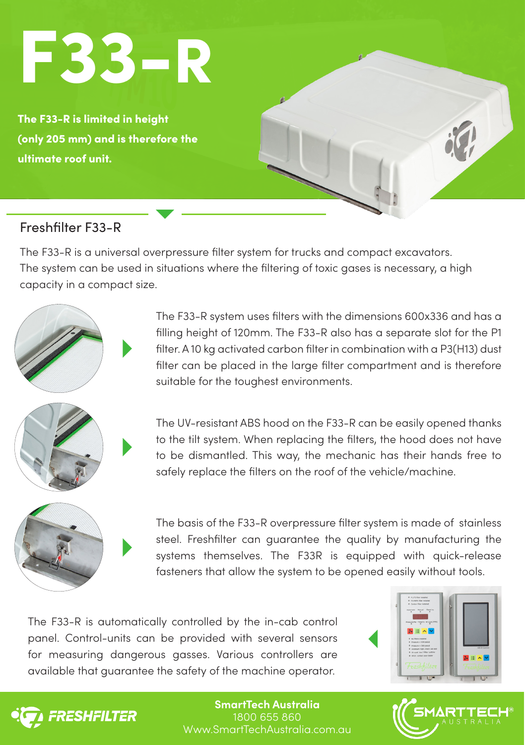# F33-R

**The F33-R is limited in height (only 205 mm) and is therefore the ultimate roof unit.**

## Freshfilter F33-R

The F33-R is a universal overpressure filter system for trucks and compact excavators. The system can be used in situations where the filtering of toxic gases is necessary, a high capacity in a compact size.

The F33-R system uses filters with the dimensions 600x336 and has a filling height of 120mm. The F33-R also has a separate slot for the P1 filter. A 10 kg activated carbon filter in combination with a P3(H13) dust filter can be placed in the large filter compartment and is therefore suitable for the toughest environments.

The UV-resistant ABS hood on the F33-R can be easily opened thanks to the tilt system. When replacing the filters, the hood does not have to be dismantled. This way, the mechanic has their hands free to safely replace the filters on the roof of the vehicle/machine.

The basis of the F33-R overpressure filter system is made of stainless steel. Freshfilter can guarantee the quality by manufacturing the systems themselves. The F33R is equipped with quick-release fasteners that allow the system to be opened easily without tools.

The F33-R is automatically controlled by the in-cab control panel. Control-units can be provided with several sensors for measuring dangerous gasses. Various controllers are available that guarantee the safety of the machine operator.

FRESHFILTER

**SmartTech Australia**
1800 655 860
Www.SmartTechAustralia.com.au

SMARTTECH® AUSTRALIA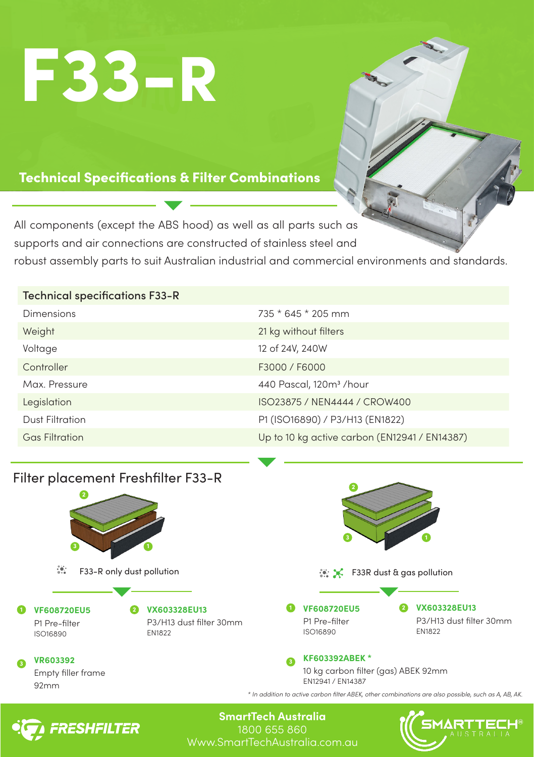# F33-R

## Technical Specifications & Filter Combinations

All components (except the ABS hood) as well as all parts such as supports and air connections are constructed of stainless steel and robust assembly parts to suit Australian industrial and commercial environments and standards.

| Technical specifications F33-R | |
|---|---|
| Dimensions | 735 * 645 * 205 mm |
| Weight | 21 kg without filters |
| Voltage | 12 of 24V, 240W |
| Controller | F3000 / F6000 |
| Max. Pressure | 440 Pascal, 120m³ /hour |
| Legislation | ISO23875 / NEN4444 / CROW400 |
| Dust Filtration | P1 (ISO16890) / P3/H13 (EN1822) |
| Gas Filtration | Up to 10 kg active carbon (EN12941 / EN14387) |

## Filter placement Freshfilter F33-R

### F33-R only dust pollution

1. **VF608720EU5**
   P1 Pre-filter
   ISO16890
2. **VX603328EU13**
   P3/H13 dust filter 30mm
   EN1822
3. **VR603392**
   Empty filler frame
   92mm

### F33R dust & gas pollution

1. **VF608720EU5**
   P1 Pre-filter
   ISO16890
2. **VX603328EU13**
   P3/H13 dust filter 30mm
   EN1822
3. **KF603392ABEK** *
   10 kg carbon filter (gas) ABEK 92mm
   EN12941 / EN14387

*\* In addition to active carbon filter ABEK, other combinations are also possible, such as A, AB, AK.*

FRESHFILTER

**SmartTech Australia**
1800 655 860
Www.SmartTechAustralia.com.au

SMARTTECH® AUSTRALIA